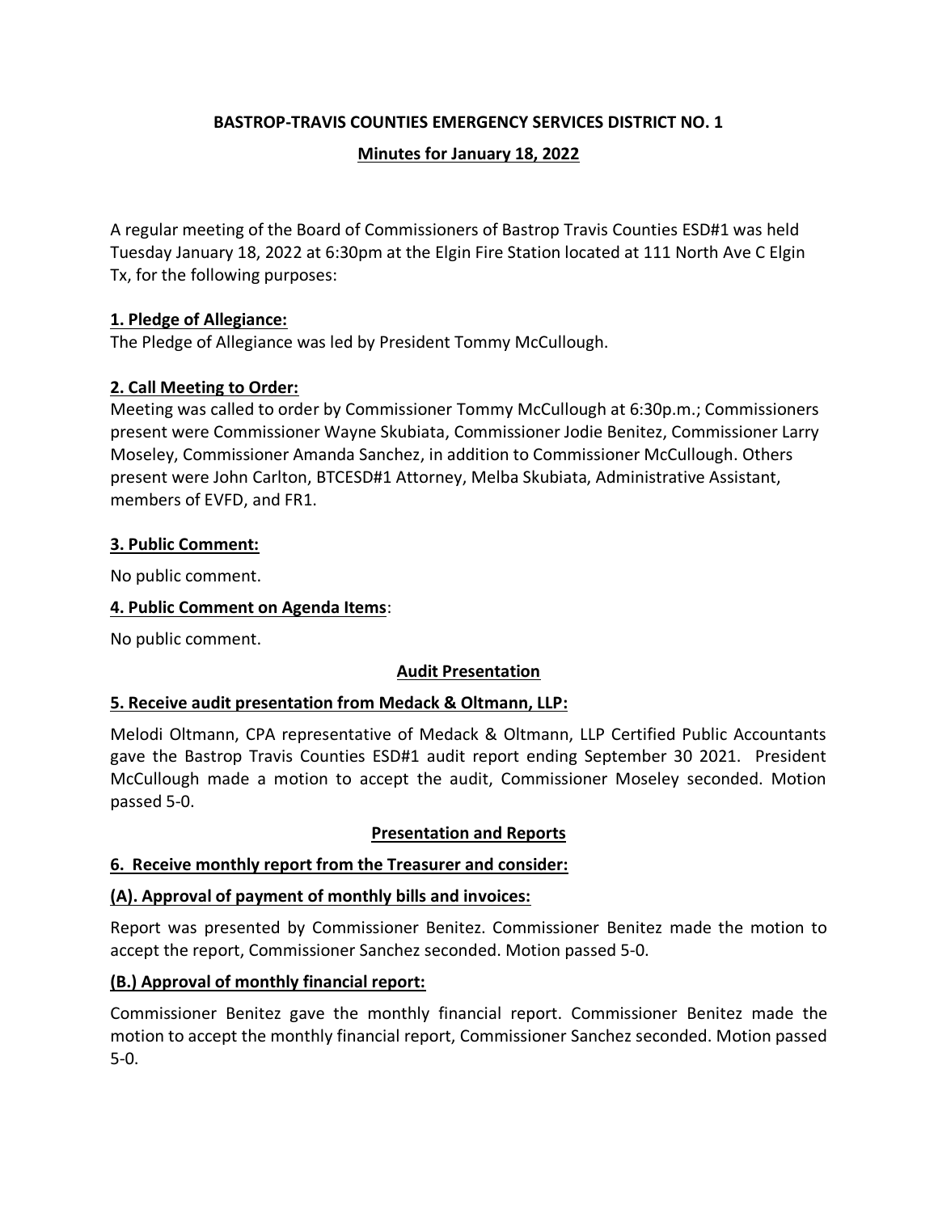# BASTROP-TRAVIS COUNTIES EMERGENCY SERVICES DISTRICT NO. 1

## Minutes for January 18, 2022

A regular meeting of the Board of Commissioners of Bastrop Travis Counties ESD#1 was held Tuesday January 18, 2022 at 6:30pm at the Elgin Fire Station located at 111 North Ave C Elgin Tx, for the following purposes:

### 1. Pledge of Allegiance:

The Pledge of Allegiance was led by President Tommy McCullough.

### 2. Call Meeting to Order:

Meeting was called to order by Commissioner Tommy McCullough at 6:30p.m.; Commissioners present were Commissioner Wayne Skubiata, Commissioner Jodie Benitez, Commissioner Larry Moseley, Commissioner Amanda Sanchez, in addition to Commissioner McCullough. Others present were John Carlton, BTCESD#1 Attorney, Melba Skubiata, Administrative Assistant, members of EVFD, and FR1.

### 3. Public Comment:

No public comment.

### 4. Public Comment on Agenda Items:

No public comment.

## Audit Presentation

### 5. Receive audit presentation from Medack & Oltmann, LLP:

Melodi Oltmann, CPA representative of Medack & Oltmann, LLP Certified Public Accountants gave the Bastrop Travis Counties ESD#1 audit report ending September 30 2021. President McCullough made a motion to accept the audit, Commissioner Moseley seconded. Motion passed 5-0.

## Presentation and Reports

### 6. Receive monthly report from the Treasurer and consider:

### (A). Approval of payment of monthly bills and invoices:

Report was presented by Commissioner Benitez. Commissioner Benitez made the motion to accept the report, Commissioner Sanchez seconded. Motion passed 5-0.

### (B.) Approval of monthly financial report:

Commissioner Benitez gave the monthly financial report. Commissioner Benitez made the motion to accept the monthly financial report, Commissioner Sanchez seconded. Motion passed 5-0.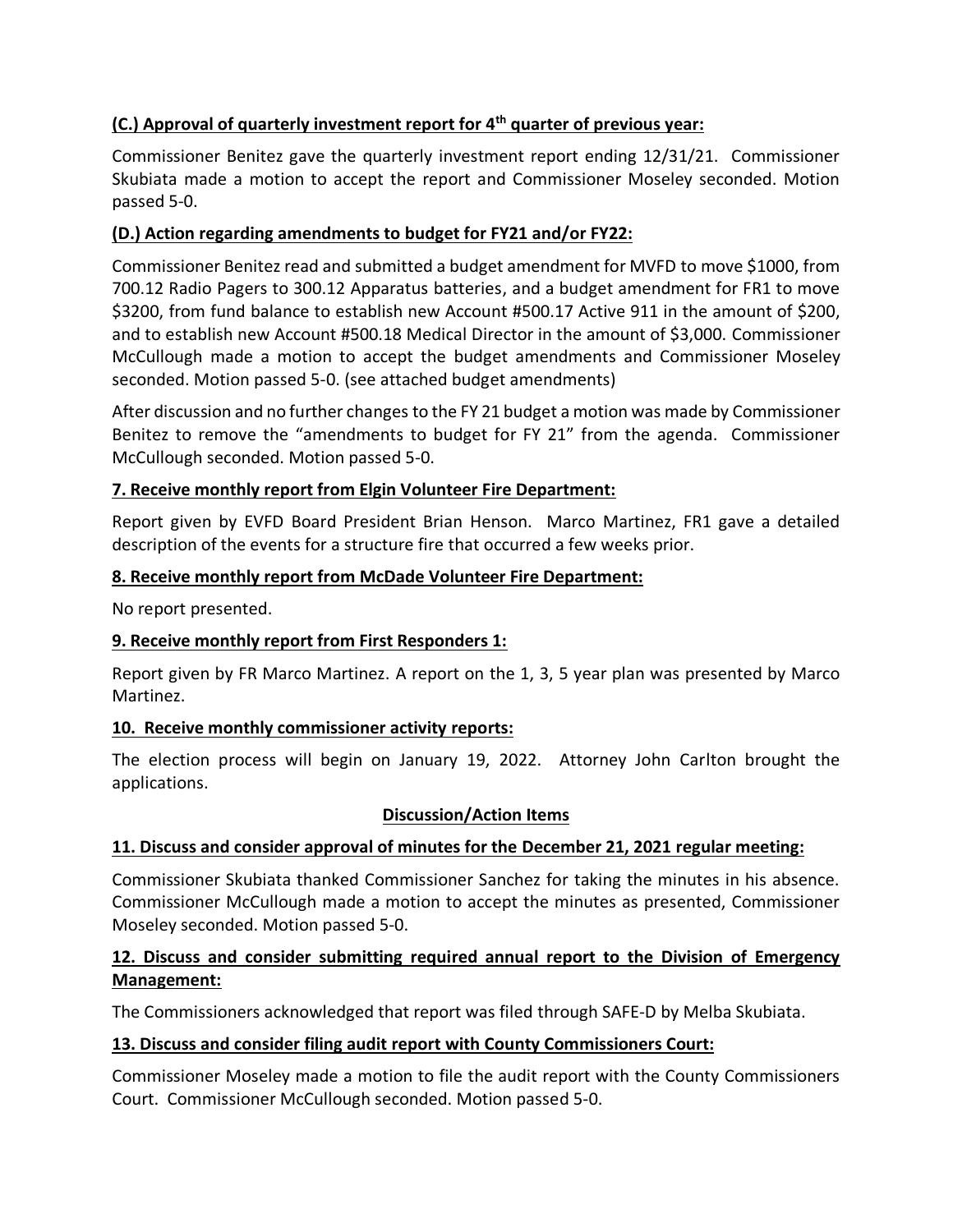**(C.) Approval of quarterly investment report for 4th quarter of previous year:**

Commissioner Benitez gave the quarterly investment report ending 12/31/21. Commissioner Skubiata made a motion to accept the report and Commissioner Moseley seconded. Motion passed 5-0.

**(D.) Action regarding amendments to budget for FY21 and/or FY22:**

Commissioner Benitez read and submitted a budget amendment for MVFD to move $1000, from 700.12 Radio Pagers to 300.12 Apparatus batteries, and a budget amendment for FR1 to move $3200, from fund balance to establish new Account #500.17 Active 911 in the amount of $200, and to establish new Account #500.18 Medical Director in the amount of $3,000. Commissioner McCullough made a motion to accept the budget amendments and Commissioner Moseley seconded. Motion passed 5-0. (see attached budget amendments)

After discussion and no further changes to the FY 21 budget a motion was made by Commissioner Benitez to remove the "amendments to budget for FY 21" from the agenda. Commissioner McCullough seconded. Motion passed 5-0.

**7. Receive monthly report from Elgin Volunteer Fire Department:**

Report given by EVFD Board President Brian Henson. Marco Martinez, FR1 gave a detailed description of the events for a structure fire that occurred a few weeks prior.

**8. Receive monthly report from McDade Volunteer Fire Department:**

No report presented.

**9. Receive monthly report from First Responders 1:**

Report given by FR Marco Martinez. A report on the 1, 3, 5 year plan was presented by Marco Martinez.

**10. Receive monthly commissioner activity reports:**

The election process will begin on January 19, 2022. Attorney John Carlton brought the applications.

**Discussion/Action Items**

**11. Discuss and consider approval of minutes for the December 21, 2021 regular meeting:**

Commissioner Skubiata thanked Commissioner Sanchez for taking the minutes in his absence. Commissioner McCullough made a motion to accept the minutes as presented, Commissioner Moseley seconded. Motion passed 5-0.

**12. Discuss and consider submitting required annual report to the Division of Emergency Management:**

The Commissioners acknowledged that report was filed through SAFE-D by Melba Skubiata.

**13. Discuss and consider filing audit report with County Commissioners Court:**

Commissioner Moseley made a motion to file the audit report with the County Commissioners Court. Commissioner McCullough seconded. Motion passed 5-0.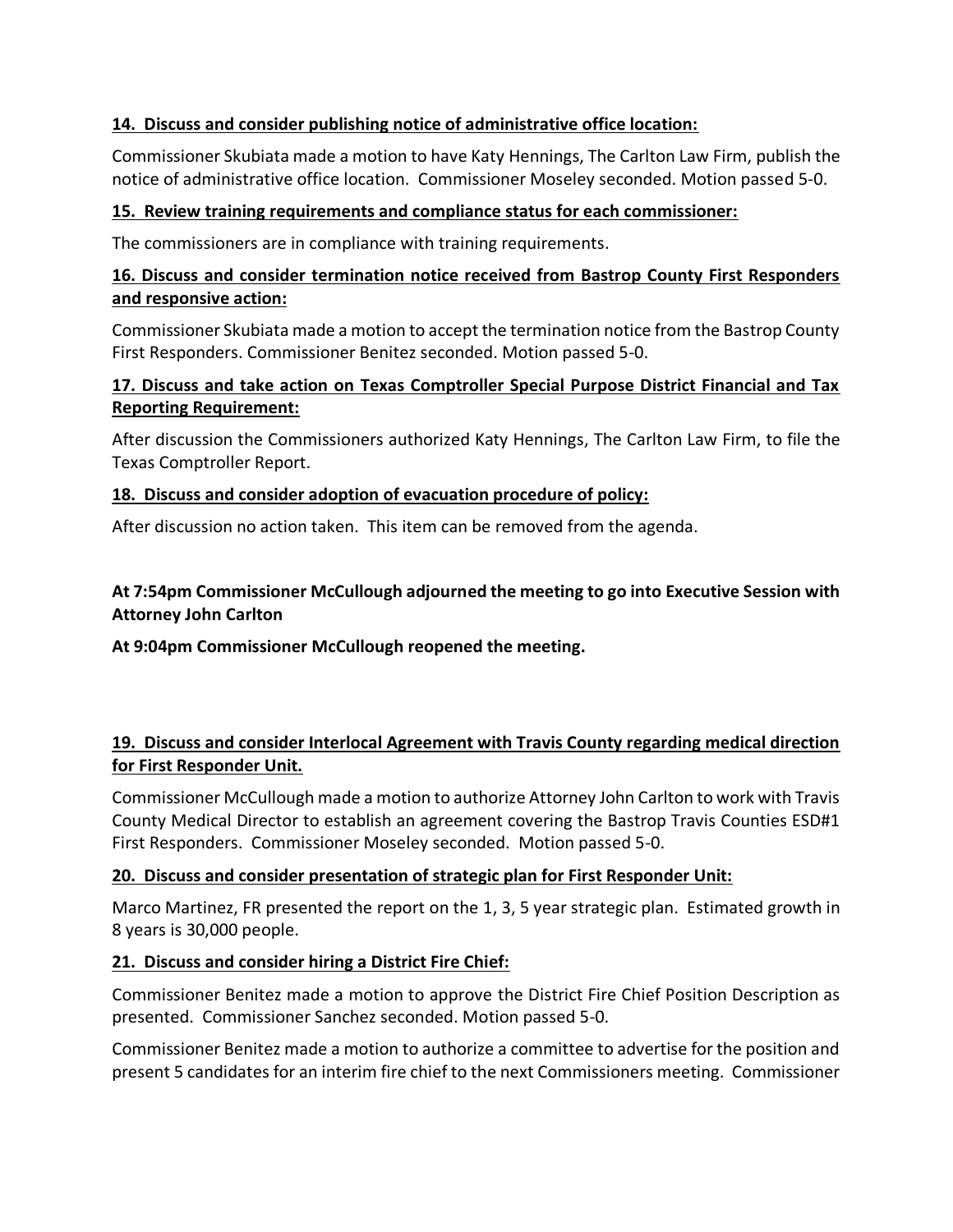**14. Discuss and consider publishing notice of administrative office location:**

Commissioner Skubiata made a motion to have Katy Hennings, The Carlton Law Firm, publish the notice of administrative office location. Commissioner Moseley seconded. Motion passed 5-0.

**15. Review training requirements and compliance status for each commissioner:**

The commissioners are in compliance with training requirements.

**16. Discuss and consider termination notice received from Bastrop County First Responders and responsive action:**

Commissioner Skubiata made a motion to accept the termination notice from the Bastrop County First Responders. Commissioner Benitez seconded. Motion passed 5-0.

**17. Discuss and take action on Texas Comptroller Special Purpose District Financial and Tax Reporting Requirement:**

After discussion the Commissioners authorized Katy Hennings, The Carlton Law Firm, to file the Texas Comptroller Report.

**18. Discuss and consider adoption of evacuation procedure of policy:**

After discussion no action taken. This item can be removed from the agenda.

**At 7:54pm Commissioner McCullough adjourned the meeting to go into Executive Session with Attorney John Carlton**

**At 9:04pm Commissioner McCullough reopened the meeting.**

**19. Discuss and consider Interlocal Agreement with Travis County regarding medical direction for First Responder Unit.**

Commissioner McCullough made a motion to authorize Attorney John Carlton to work with Travis County Medical Director to establish an agreement covering the Bastrop Travis Counties ESD#1 First Responders. Commissioner Moseley seconded. Motion passed 5-0.

**20. Discuss and consider presentation of strategic plan for First Responder Unit:**

Marco Martinez, FR presented the report on the 1, 3, 5 year strategic plan. Estimated growth in 8 years is 30,000 people.

**21. Discuss and consider hiring a District Fire Chief:**

Commissioner Benitez made a motion to approve the District Fire Chief Position Description as presented. Commissioner Sanchez seconded. Motion passed 5-0.

Commissioner Benitez made a motion to authorize a committee to advertise for the position and present 5 candidates for an interim fire chief to the next Commissioners meeting. Commissioner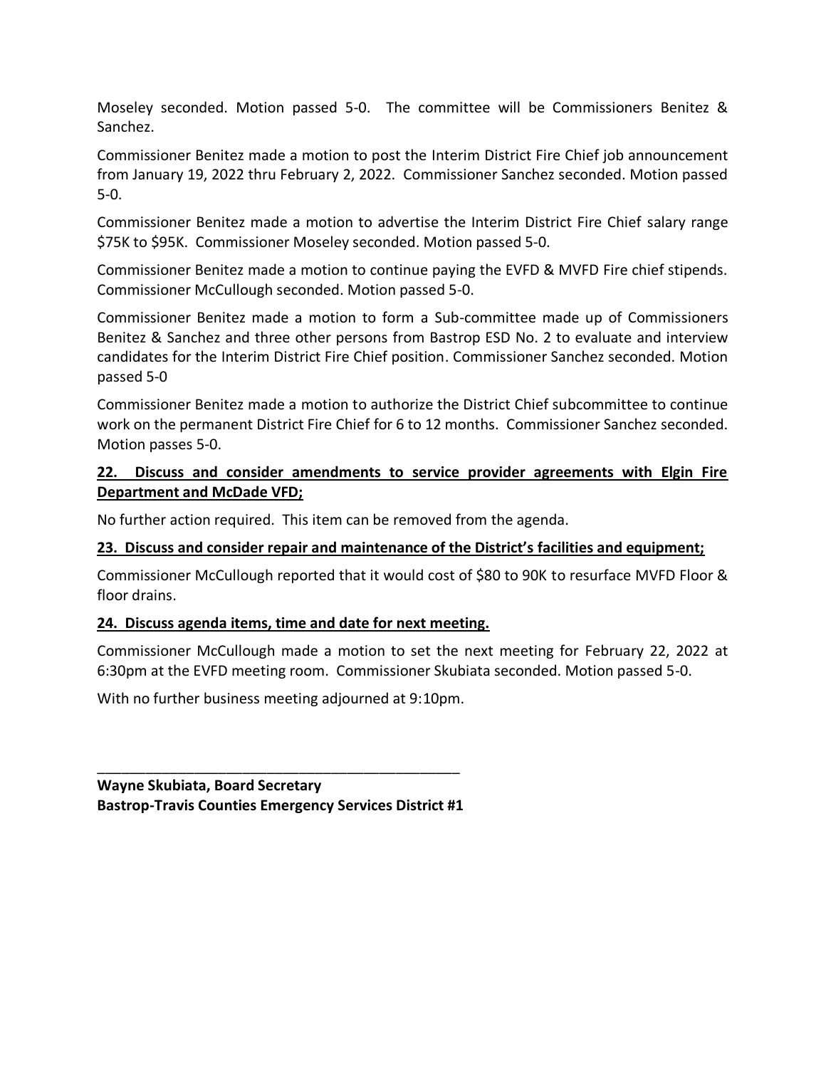Moseley seconded. Motion passed 5-0. The committee will be Commissioners Benitez & Sanchez.

Commissioner Benitez made a motion to post the Interim District Fire Chief job announcement from January 19, 2022 thru February 2, 2022. Commissioner Sanchez seconded. Motion passed 5-0.

Commissioner Benitez made a motion to advertise the Interim District Fire Chief salary range $75K to $95K. Commissioner Moseley seconded. Motion passed 5-0.

Commissioner Benitez made a motion to continue paying the EVFD & MVFD Fire chief stipends. Commissioner McCullough seconded. Motion passed 5-0.

Commissioner Benitez made a motion to form a Sub-committee made up of Commissioners Benitez & Sanchez and three other persons from Bastrop ESD No. 2 to evaluate and interview candidates for the Interim District Fire Chief position. Commissioner Sanchez seconded. Motion passed 5-0

Commissioner Benitez made a motion to authorize the District Chief subcommittee to continue work on the permanent District Fire Chief for 6 to 12 months. Commissioner Sanchez seconded. Motion passes 5-0.

**22. Discuss and consider amendments to service provider agreements with Elgin Fire Department and McDade VFD;**

No further action required. This item can be removed from the agenda.

**23. Discuss and consider repair and maintenance of the District's facilities and equipment;**

Commissioner McCullough reported that it would cost of $80 to 90K to resurface MVFD Floor & floor drains.

**24. Discuss agenda items, time and date for next meeting.**

Commissioner McCullough made a motion to set the next meeting for February 22, 2022 at 6:30pm at the EVFD meeting room. Commissioner Skubiata seconded. Motion passed 5-0.

With no further business meeting adjourned at 9:10pm.

_______________________________________________

**Wayne Skubiata, Board Secretary**
**Bastrop-Travis Counties Emergency Services District #1**